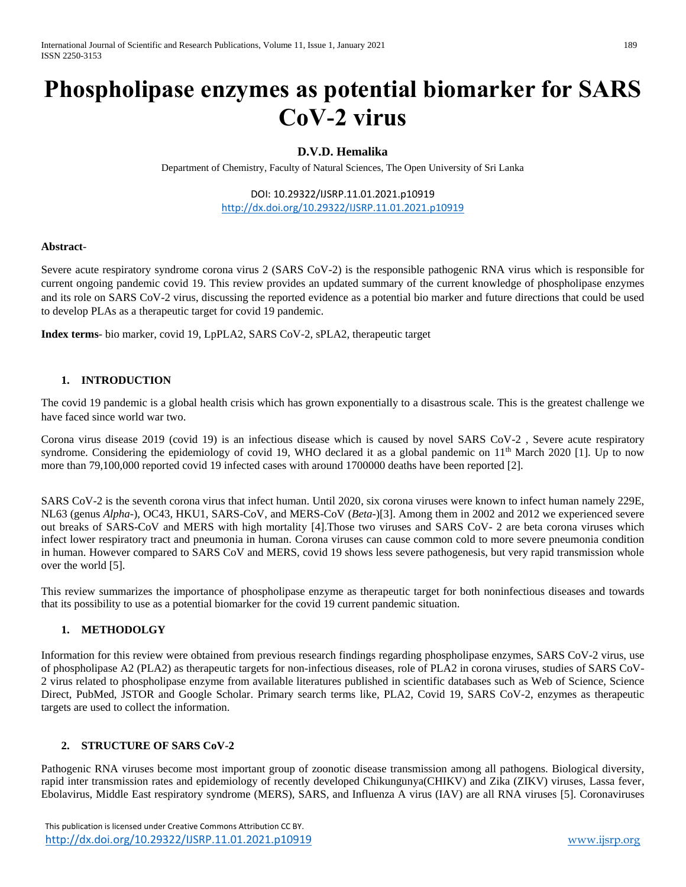# Phospholipase enzymes as potential biomarker for SARS CoV-2 virus

**D.V.D. Hemalika**

Department of Chemistry, Faculty of Natural Sciences, The Open University of Sri Lanka

DOI: 10.29322/IJSRP.11.01.2021.p10919
http://dx.doi.org/10.29322/IJSRP.11.01.2021.p10919

**Abstract**-

Severe acute respiratory syndrome corona virus 2 (SARS CoV-2) is the responsible pathogenic RNA virus which is responsible for current ongoing pandemic covid 19. This review provides an updated summary of the current knowledge of phospholipase enzymes and its role on SARS CoV-2 virus, discussing the reported evidence as a potential bio marker and future directions that could be used to develop PLAs as a therapeutic target for covid 19 pandemic.

**Index terms**- bio marker, covid 19, LpPLA2, SARS CoV-2, sPLA2, therapeutic target

## 1. INTRODUCTION

The covid 19 pandemic is a global health crisis which has grown exponentially to a disastrous scale. This is the greatest challenge we have faced since world war two.

Corona virus disease 2019 (covid 19) is an infectious disease which is caused by novel SARS CoV-2 , Severe acute respiratory syndrome. Considering the epidemiology of covid 19, WHO declared it as a global pandemic on 11th March 2020 [1]. Up to now more than 79,100,000 reported covid 19 infected cases with around 1700000 deaths have been reported [2].

SARS CoV-2 is the seventh corona virus that infect human. Until 2020, six corona viruses were known to infect human namely 229E, NL63 (genus *Alpha*-), OC43, HKU1, SARS-CoV, and MERS-CoV (*Beta*-)[3]. Among them in 2002 and 2012 we experienced severe out breaks of SARS-CoV and MERS with high mortality [4].Those two viruses and SARS CoV- 2 are beta corona viruses which infect lower respiratory tract and pneumonia in human. Corona viruses can cause common cold to more severe pneumonia condition in human. However compared to SARS CoV and MERS, covid 19 shows less severe pathogenesis, but very rapid transmission whole over the world [5].

This review summarizes the importance of phospholipase enzyme as therapeutic target for both noninfectious diseases and towards that its possibility to use as a potential biomarker for the covid 19 current pandemic situation.

## 1. METHODOLGY

Information for this review were obtained from previous research findings regarding phospholipase enzymes, SARS CoV-2 virus, use of phospholipase A2 (PLA2) as therapeutic targets for non-infectious diseases, role of PLA2 in corona viruses, studies of SARS CoV-2 virus related to phospholipase enzyme from available literatures published in scientific databases such as Web of Science, Science Direct, PubMed, JSTOR and Google Scholar. Primary search terms like, PLA2, Covid 19, SARS CoV-2, enzymes as therapeutic targets are used to collect the information.

## 2. STRUCTURE OF SARS CoV-2

Pathogenic RNA viruses become most important group of zoonotic disease transmission among all pathogens. Biological diversity, rapid inter transmission rates and epidemiology of recently developed Chikungunya(CHIKV) and Zika (ZIKV) viruses, Lassa fever, Ebolavirus, Middle East respiratory syndrome (MERS), SARS, and Influenza A virus (IAV) are all RNA viruses [5]. Coronaviruses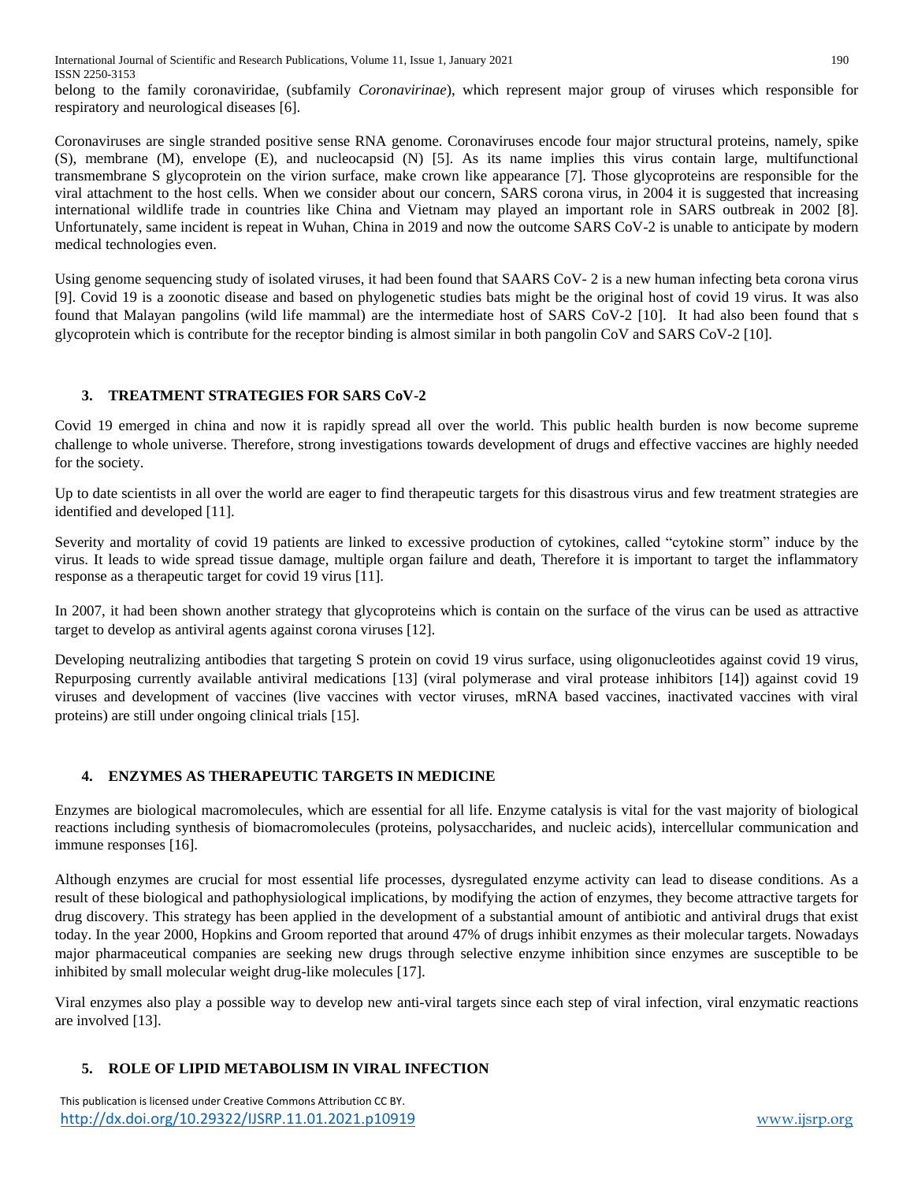belong to the family coronaviridae, (subfamily *Coronavirinae*), which represent major group of viruses which responsible for respiratory and neurological diseases [6].

Coronaviruses are single stranded positive sense RNA genome. Coronaviruses encode four major structural proteins, namely, spike (S), membrane (M), envelope (E), and nucleocapsid (N) [5]. As its name implies this virus contain large, multifunctional transmembrane S glycoprotein on the virion surface, make crown like appearance [7]. Those glycoproteins are responsible for the viral attachment to the host cells. When we consider about our concern, SARS corona virus, in 2004 it is suggested that increasing international wildlife trade in countries like China and Vietnam may played an important role in SARS outbreak in 2002 [8]. Unfortunately, same incident is repeat in Wuhan, China in 2019 and now the outcome SARS CoV-2 is unable to anticipate by modern medical technologies even.

Using genome sequencing study of isolated viruses, it had been found that SAARS CoV- 2 is a new human infecting beta corona virus [9]. Covid 19 is a zoonotic disease and based on phylogenetic studies bats might be the original host of covid 19 virus. It was also found that Malayan pangolins (wild life mammal) are the intermediate host of SARS CoV-2 [10]. It had also been found that s glycoprotein which is contribute for the receptor binding is almost similar in both pangolin CoV and SARS CoV-2 [10].

## 3. TREATMENT STRATEGIES FOR SARS CoV-2

Covid 19 emerged in china and now it is rapidly spread all over the world. This public health burden is now become supreme challenge to whole universe. Therefore, strong investigations towards development of drugs and effective vaccines are highly needed for the society.

Up to date scientists in all over the world are eager to find therapeutic targets for this disastrous virus and few treatment strategies are identified and developed [11].

Severity and mortality of covid 19 patients are linked to excessive production of cytokines, called "cytokine storm" induce by the virus. It leads to wide spread tissue damage, multiple organ failure and death, Therefore it is important to target the inflammatory response as a therapeutic target for covid 19 virus [11].

In 2007, it had been shown another strategy that glycoproteins which is contain on the surface of the virus can be used as attractive target to develop as antiviral agents against corona viruses [12].

Developing neutralizing antibodies that targeting S protein on covid 19 virus surface, using oligonucleotides against covid 19 virus, Repurposing currently available antiviral medications [13] (viral polymerase and viral protease inhibitors [14]) against covid 19 viruses and development of vaccines (live vaccines with vector viruses, mRNA based vaccines, inactivated vaccines with viral proteins) are still under ongoing clinical trials [15].

## 4. ENZYMES AS THERAPEUTIC TARGETS IN MEDICINE

Enzymes are biological macromolecules, which are essential for all life. Enzyme catalysis is vital for the vast majority of biological reactions including synthesis of biomacromolecules (proteins, polysaccharides, and nucleic acids), intercellular communication and immune responses [16].

Although enzymes are crucial for most essential life processes, dysregulated enzyme activity can lead to disease conditions. As a result of these biological and pathophysiological implications, by modifying the action of enzymes, they become attractive targets for drug discovery. This strategy has been applied in the development of a substantial amount of antibiotic and antiviral drugs that exist today. In the year 2000, Hopkins and Groom reported that around 47% of drugs inhibit enzymes as their molecular targets. Nowadays major pharmaceutical companies are seeking new drugs through selective enzyme inhibition since enzymes are susceptible to be inhibited by small molecular weight drug-like molecules [17].

Viral enzymes also play a possible way to develop new anti-viral targets since each step of viral infection, viral enzymatic reactions are involved [13].

## 5. ROLE OF LIPID METABOLISM IN VIRAL INFECTION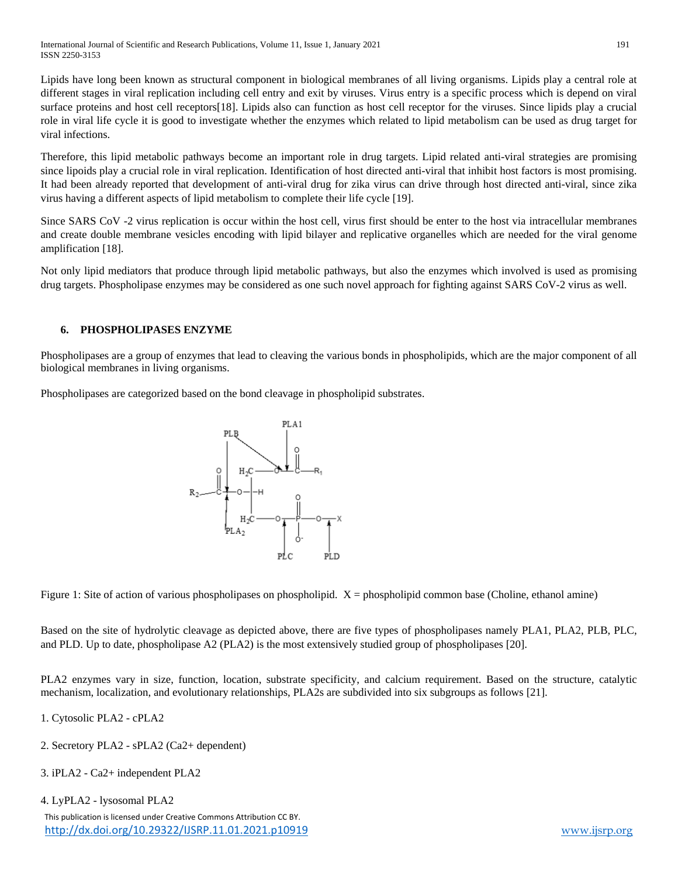Lipids have long been known as structural component in biological membranes of all living organisms. Lipids play a central role at different stages in viral replication including cell entry and exit by viruses. Virus entry is a specific process which is depend on viral surface proteins and host cell receptors[18]. Lipids also can function as host cell receptor for the viruses. Since lipids play a crucial role in viral life cycle it is good to investigate whether the enzymes which related to lipid metabolism can be used as drug target for viral infections.

Therefore, this lipid metabolic pathways become an important role in drug targets. Lipid related anti-viral strategies are promising since lipoids play a crucial role in viral replication. Identification of host directed anti-viral that inhibit host factors is most promising. It had been already reported that development of anti-viral drug for zika virus can drive through host directed anti-viral, since zika virus having a different aspects of lipid metabolism to complete their life cycle [19].

Since SARS CoV -2 virus replication is occur within the host cell, virus first should be enter to the host via intracellular membranes and create double membrane vesicles encoding with lipid bilayer and replicative organelles which are needed for the viral genome amplification [18].

Not only lipid mediators that produce through lipid metabolic pathways, but also the enzymes which involved is used as promising drug targets. Phospholipase enzymes may be considered as one such novel approach for fighting against SARS CoV-2 virus as well.

## 6. PHOSPHOLIPASES ENZYME

Phospholipases are a group of enzymes that lead to cleaving the various bonds in phospholipids, which are the major component of all biological membranes in living organisms.

Phospholipases are categorized based on the bond cleavage in phospholipid substrates.

Figure 1: Site of action of various phospholipases on phospholipid. X = phospholipid common base (Choline, ethanol amine)

Based on the site of hydrolytic cleavage as depicted above, there are five types of phospholipases namely PLA1, PLA2, PLB, PLC, and PLD. Up to date, phospholipase A2 (PLA2) is the most extensively studied group of phospholipases [20].

PLA2 enzymes vary in size, function, location, substrate specificity, and calcium requirement. Based on the structure, catalytic mechanism, localization, and evolutionary relationships, PLA2s are subdivided into six subgroups as follows [21].

1. Cytosolic PLA2 - cPLA2

2. Secretory PLA2 - sPLA2 ($Ca^{2+}$ dependent)

3. iPLA2 - $Ca^{2+}$ independent PLA2

4. LyPLA2 - lysosomal PLA2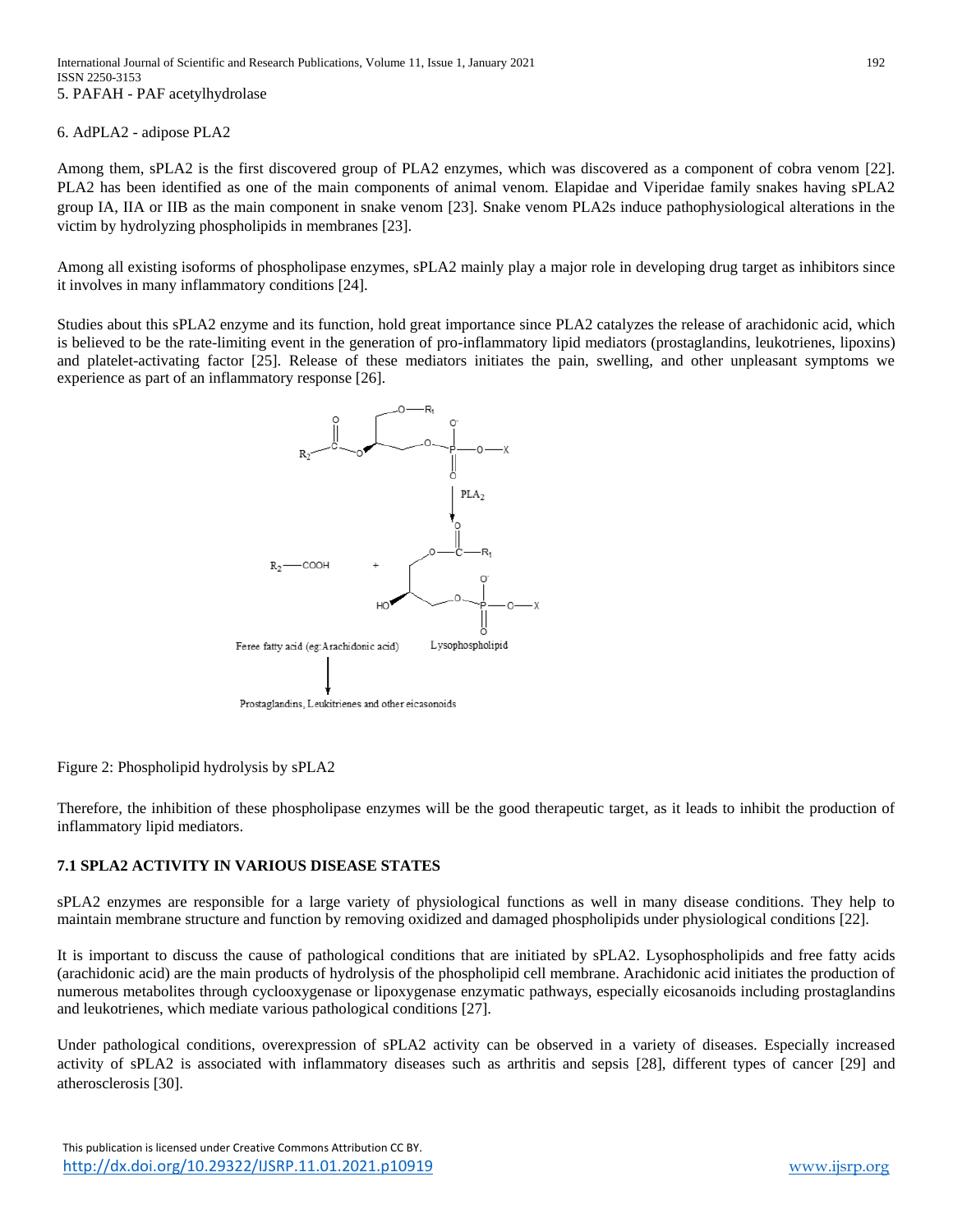5. PAFAH - PAF acetylhydrolase

6. AdPLA2 - adipose PLA2

Among them, sPLA2 is the first discovered group of PLA2 enzymes, which was discovered as a component of cobra venom [22]. PLA2 has been identified as one of the main components of animal venom. Elapidae and Viperidae family snakes having sPLA2 group IA, IIA or IIB as the main component in snake venom [23]. Snake venom PLA2s induce pathophysiological alterations in the victim by hydrolyzing phospholipids in membranes [23].

Among all existing isoforms of phospholipase enzymes, sPLA2 mainly play a major role in developing drug target as inhibitors since it involves in many inflammatory conditions [24].

Studies about this sPLA2 enzyme and its function, hold great importance since PLA2 catalyzes the release of arachidonic acid, which is believed to be the rate-limiting event in the generation of pro-inflammatory lipid mediators (prostaglandins, leukotrienes, lipoxins) and platelet-activating factor [25]. Release of these mediators initiates the pain, swelling, and other unpleasant symptoms we experience as part of an inflammatory response [26].

$PLA_2$

$R_2$—COOH + Lysophospholipid

Feree fatty acid (eg:Arachidonic acid)

Prostaglandins, Leukitrienes and other eicasonoids

Figure 2: Phospholipid hydrolysis by sPLA2

Therefore, the inhibition of these phospholipase enzymes will be the good therapeutic target, as it leads to inhibit the production of inflammatory lipid mediators.

### 7.1 SPLA2 ACTIVITY IN VARIOUS DISEASE STATES

sPLA2 enzymes are responsible for a large variety of physiological functions as well in many disease conditions. They help to maintain membrane structure and function by removing oxidized and damaged phospholipids under physiological conditions [22].

It is important to discuss the cause of pathological conditions that are initiated by sPLA2. Lysophospholipids and free fatty acids (arachidonic acid) are the main products of hydrolysis of the phospholipid cell membrane. Arachidonic acid initiates the production of numerous metabolites through cyclooxygenase or lipoxygenase enzymatic pathways, especially eicosanoids including prostaglandins and leukotrienes, which mediate various pathological conditions [27].

Under pathological conditions, overexpression of sPLA2 activity can be observed in a variety of diseases. Especially increased activity of sPLA2 is associated with inflammatory diseases such as arthritis and sepsis [28], different types of cancer [29] and atherosclerosis [30].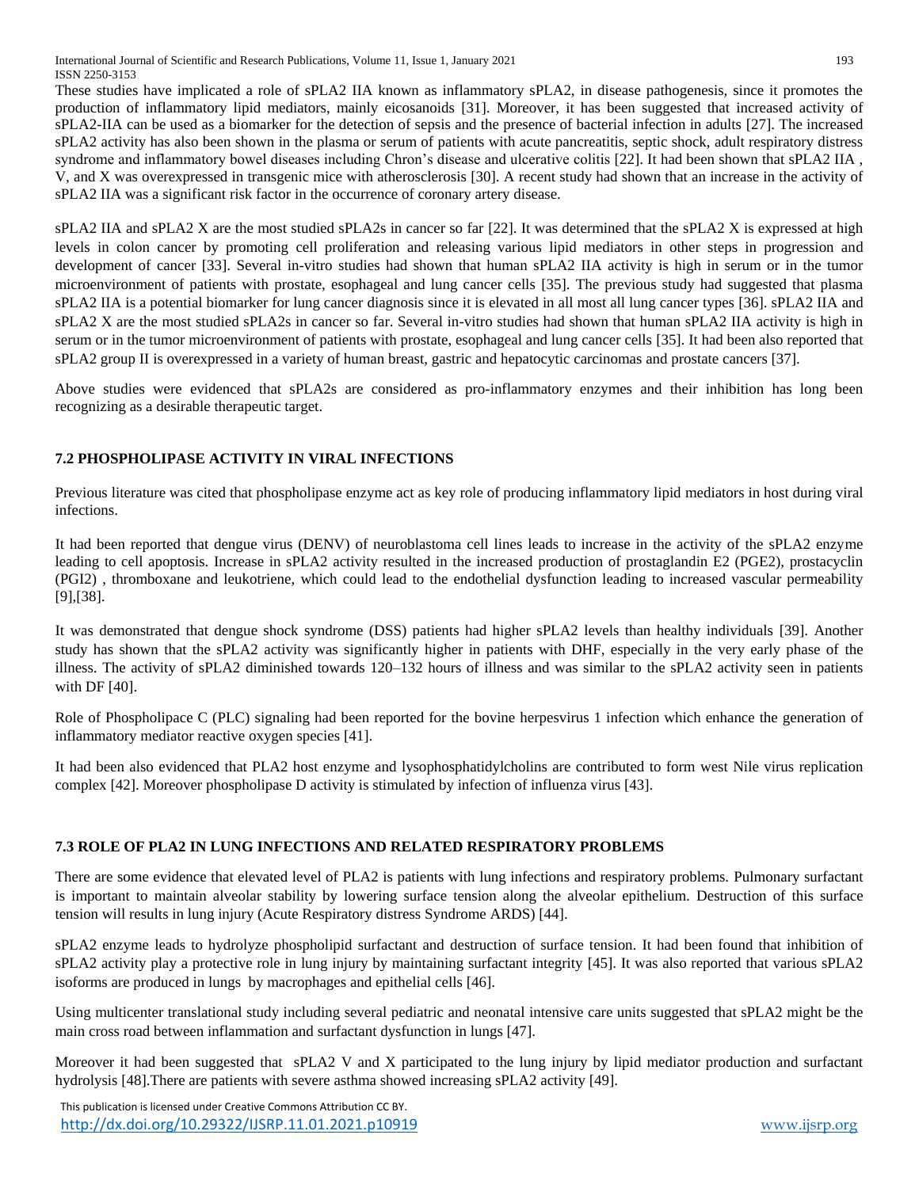These studies have implicated a role of sPLA2 IIA known as inflammatory sPLA2, in disease pathogenesis, since it promotes the production of inflammatory lipid mediators, mainly eicosanoids [31]. Moreover, it has been suggested that increased activity of sPLA2-IIA can be used as a biomarker for the detection of sepsis and the presence of bacterial infection in adults [27]. The increased sPLA2 activity has also been shown in the plasma or serum of patients with acute pancreatitis, septic shock, adult respiratory distress syndrome and inflammatory bowel diseases including Chron's disease and ulcerative colitis [22]. It had been shown that sPLA2 IIA , V, and X was overexpressed in transgenic mice with atherosclerosis [30]. A recent study had shown that an increase in the activity of sPLA2 IIA was a significant risk factor in the occurrence of coronary artery disease.

sPLA2 IIA and sPLA2 X are the most studied sPLA2s in cancer so far [22]. It was determined that the sPLA2 X is expressed at high levels in colon cancer by promoting cell proliferation and releasing various lipid mediators in other steps in progression and development of cancer [33]. Several in-vitro studies had shown that human sPLA2 IIA activity is high in serum or in the tumor microenvironment of patients with prostate, esophageal and lung cancer cells [35]. The previous study had suggested that plasma sPLA2 IIA is a potential biomarker for lung cancer diagnosis since it is elevated in all most all lung cancer types [36]. sPLA2 IIA and sPLA2 X are the most studied sPLA2s in cancer so far. Several in-vitro studies had shown that human sPLA2 IIA activity is high in serum or in the tumor microenvironment of patients with prostate, esophageal and lung cancer cells [35]. It had been also reported that sPLA2 group II is overexpressed in a variety of human breast, gastric and hepatocytic carcinomas and prostate cancers [37].

Above studies were evidenced that sPLA2s are considered as pro-inflammatory enzymes and their inhibition has long been recognizing as a desirable therapeutic target.

### 7.2 PHOSPHOLIPASE ACTIVITY IN VIRAL INFECTIONS

Previous literature was cited that phospholipase enzyme act as key role of producing inflammatory lipid mediators in host during viral infections.

It had been reported that dengue virus (DENV) of neuroblastoma cell lines leads to increase in the activity of the sPLA2 enzyme leading to cell apoptosis. Increase in sPLA2 activity resulted in the increased production of prostaglandin E2 (PGE2), prostacyclin (PGI2) , thromboxane and leukotriene, which could lead to the endothelial dysfunction leading to increased vascular permeability [9],[38].

It was demonstrated that dengue shock syndrome (DSS) patients had higher sPLA2 levels than healthy individuals [39]. Another study has shown that the sPLA2 activity was significantly higher in patients with DHF, especially in the very early phase of the illness. The activity of sPLA2 diminished towards 120–132 hours of illness and was similar to the sPLA2 activity seen in patients with DF [40].

Role of Phospholipace C (PLC) signaling had been reported for the bovine herpesvirus 1 infection which enhance the generation of inflammatory mediator reactive oxygen species [41].

It had been also evidenced that PLA2 host enzyme and lysophosphatidylcholins are contributed to form west Nile virus replication complex [42]. Moreover phospholipase D activity is stimulated by infection of influenza virus [43].

### 7.3 ROLE OF PLA2 IN LUNG INFECTIONS AND RELATED RESPIRATORY PROBLEMS

There are some evidence that elevated level of PLA2 is patients with lung infections and respiratory problems. Pulmonary surfactant is important to maintain alveolar stability by lowering surface tension along the alveolar epithelium. Destruction of this surface tension will results in lung injury (Acute Respiratory distress Syndrome ARDS) [44].

sPLA2 enzyme leads to hydrolyze phospholipid surfactant and destruction of surface tension. It had been found that inhibition of sPLA2 activity play a protective role in lung injury by maintaining surfactant integrity [45]. It was also reported that various sPLA2 isoforms are produced in lungs by macrophages and epithelial cells [46].

Using multicenter translational study including several pediatric and neonatal intensive care units suggested that sPLA2 might be the main cross road between inflammation and surfactant dysfunction in lungs [47].

Moreover it had been suggested that sPLA2 V and X participated to the lung injury by lipid mediator production and surfactant hydrolysis [48].There are patients with severe asthma showed increasing sPLA2 activity [49].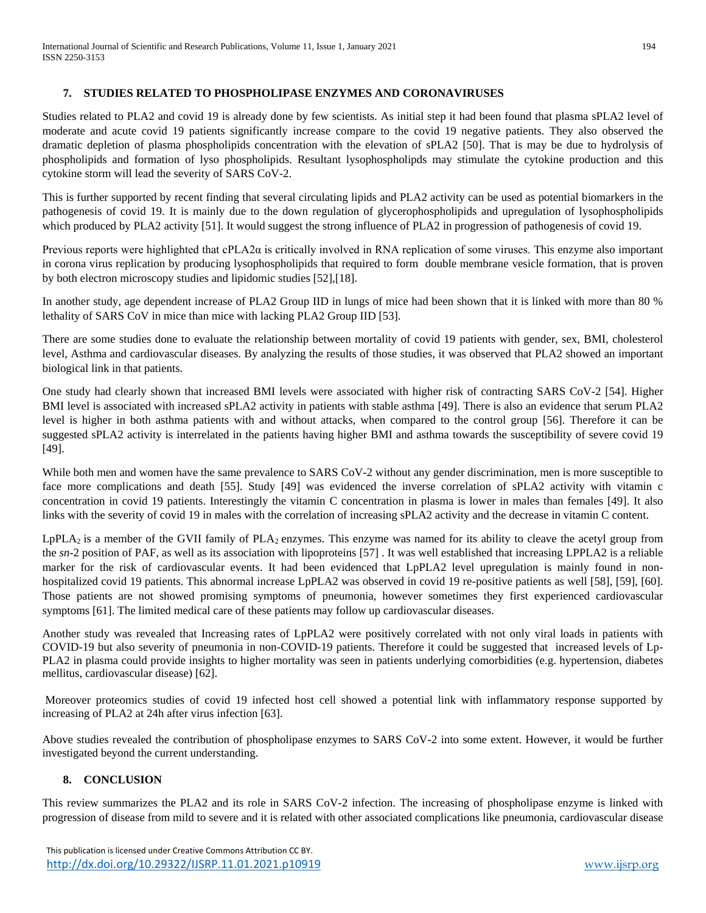## 7. STUDIES RELATED TO PHOSPHOLIPASE ENZYMES AND CORONAVIRUSES

Studies related to PLA2 and covid 19 is already done by few scientists. As initial step it had been found that plasma sPLA2 level of moderate and acute covid 19 patients significantly increase compare to the covid 19 negative patients. They also observed the dramatic depletion of plasma phospholipids concentration with the elevation of sPLA2 [50]. That is may be due to hydrolysis of phospholipids and formation of lyso phospholipids. Resultant lysophospholipds may stimulate the cytokine production and this cytokine storm will lead the severity of SARS CoV-2.

This is further supported by recent finding that several circulating lipids and PLA2 activity can be used as potential biomarkers in the pathogenesis of covid 19. It is mainly due to the down regulation of glycerophospholipids and upregulation of lysophospholipids which produced by PLA2 activity [51]. It would suggest the strong influence of PLA2 in progression of pathogenesis of covid 19.

Previous reports were highlighted that cPLA2α is critically involved in RNA replication of some viruses. This enzyme also important in corona virus replication by producing lysophospholipids that required to form double membrane vesicle formation, that is proven by both electron microscopy studies and lipidomic studies [52],[18].

In another study, age dependent increase of PLA2 Group IID in lungs of mice had been shown that it is linked with more than 80 % lethality of SARS CoV in mice than mice with lacking PLA2 Group IID [53].

There are some studies done to evaluate the relationship between mortality of covid 19 patients with gender, sex, BMI, cholesterol level, Asthma and cardiovascular diseases. By analyzing the results of those studies, it was observed that PLA2 showed an important biological link in that patients.

One study had clearly shown that increased BMI levels were associated with higher risk of contracting SARS CoV-2 [54]. Higher BMI level is associated with increased sPLA2 activity in patients with stable asthma [49]. There is also an evidence that serum PLA2 level is higher in both asthma patients with and without attacks, when compared to the control group [56]. Therefore it can be suggested sPLA2 activity is interrelated in the patients having higher BMI and asthma towards the susceptibility of severe covid 19 [49].

While both men and women have the same prevalence to SARS CoV-2 without any gender discrimination, men is more susceptible to face more complications and death [55]. Study [49] was evidenced the inverse correlation of sPLA2 activity with vitamin c concentration in covid 19 patients. Interestingly the vitamin C concentration in plasma is lower in males than females [49]. It also links with the severity of covid 19 in males with the correlation of increasing sPLA2 activity and the decrease in vitamin C content.

$LpPLA_2$ is a member of the GVII family of $PLA_2$ enzymes. This enzyme was named for its ability to cleave the acetyl group from the *sn*-2 position of PAF, as well as its association with lipoproteins [57] . It was well established that increasing LPPLA2 is a reliable marker for the risk of cardiovascular events. It had been evidenced that LpPLA2 level upregulation is mainly found in non-hospitalized covid 19 patients. This abnormal increase LpPLA2 was observed in covid 19 re-positive patients as well [58], [59], [60]. Those patients are not showed promising symptoms of pneumonia, however sometimes they first experienced cardiovascular symptoms [61]. The limited medical care of these patients may follow up cardiovascular diseases.

Another study was revealed that Increasing rates of LpPLA2 were positively correlated with not only viral loads in patients with COVID-19 but also severity of pneumonia in non-COVID-19 patients. Therefore it could be suggested that increased levels of Lp-PLA2 in plasma could provide insights to higher mortality was seen in patients underlying comorbidities (e.g. hypertension, diabetes mellitus, cardiovascular disease) [62].

Moreover proteomics studies of covid 19 infected host cell showed a potential link with inflammatory response supported by increasing of PLA2 at 24h after virus infection [63].

Above studies revealed the contribution of phospholipase enzymes to SARS CoV-2 into some extent. However, it would be further investigated beyond the current understanding.

## 8. CONCLUSION

This review summarizes the PLA2 and its role in SARS CoV-2 infection. The increasing of phospholipase enzyme is linked with progression of disease from mild to severe and it is related with other associated complications like pneumonia, cardiovascular disease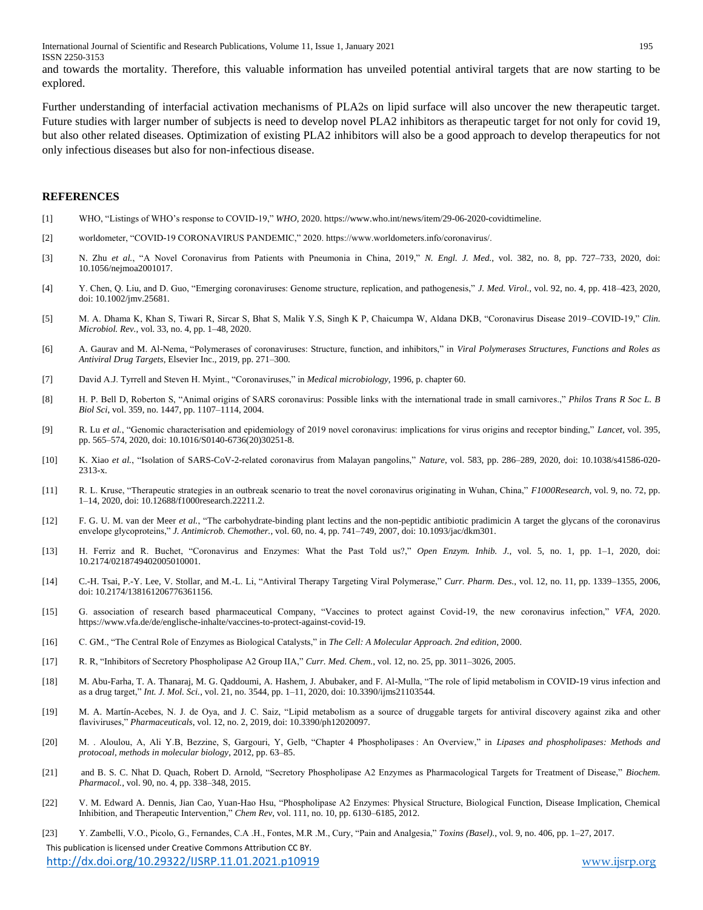and towards the mortality. Therefore, this valuable information has unveiled potential antiviral targets that are now starting to be explored.

Further understanding of interfacial activation mechanisms of PLA2s on lipid surface will also uncover the new therapeutic target. Future studies with larger number of subjects is need to develop novel PLA2 inhibitors as therapeutic target for not only for covid 19, but also other related diseases. Optimization of existing PLA2 inhibitors will also be a good approach to develop therapeutics for not only infectious diseases but also for non-infectious disease.

## REFERENCES

[1] WHO, "Listings of WHO's response to COVID-19," *WHO*, 2020. https://www.who.int/news/item/29-06-2020-covidtimeline.

[2] worldometer, "COVID-19 CORONAVIRUS PANDEMIC," 2020. https://www.worldometers.info/coronavirus/.

[3] N. Zhu *et al.*, "A Novel Coronavirus from Patients with Pneumonia in China, 2019," *N. Engl. J. Med.*, vol. 382, no. 8, pp. 727–733, 2020, doi: 10.1056/nejmoa2001017.

[4] Y. Chen, Q. Liu, and D. Guo, "Emerging coronaviruses: Genome structure, replication, and pathogenesis," *J. Med. Virol.*, vol. 92, no. 4, pp. 418–423, 2020, doi: 10.1002/jmv.25681.

[5] M. A. Dhama K, Khan S, Tiwari R, Sircar S, Bhat S, Malik Y.S, Singh K P, Chaicumpa W, Aldana DKB, "Coronavirus Disease 2019–COVID-19," *Clin. Microbiol. Rev.*, vol. 33, no. 4, pp. 1–48, 2020.

[6] A. Gaurav and M. Al-Nema, "Polymerases of coronaviruses: Structure, function, and inhibitors," in *Viral Polymerases Structures, Functions and Roles as Antiviral Drug Targets*, Elsevier Inc., 2019, pp. 271–300.

[7] David A.J. Tyrrell and Steven H. Myint., "Coronaviruses," in *Medical microbiology*, 1996, p. chapter 60.

[8] H. P. Bell D, Roberton S, "Animal origins of SARS coronavirus: Possible links with the international trade in small carnivores.," *Philos Trans R Soc L. B Biol Sci*, vol. 359, no. 1447, pp. 1107–1114, 2004.

[9] R. Lu *et al.*, "Genomic characterisation and epidemiology of 2019 novel coronavirus: implications for virus origins and receptor binding," *Lancet*, vol. 395, pp. 565–574, 2020, doi: 10.1016/S0140-6736(20)30251-8.

[10] K. Xiao *et al.*, "Isolation of SARS-CoV-2-related coronavirus from Malayan pangolins," *Nature*, vol. 583, pp. 286–289, 2020, doi: 10.1038/s41586-020-2313-x.

[11] R. L. Kruse, "Therapeutic strategies in an outbreak scenario to treat the novel coronavirus originating in Wuhan, China," *F1000Research*, vol. 9, no. 72, pp. 1–14, 2020, doi: 10.12688/f1000research.22211.2.

[12] F. G. U. M. van der Meer *et al.*, "The carbohydrate-binding plant lectins and the non-peptidic antibiotic pradimicin A target the glycans of the coronavirus envelope glycoproteins," *J. Antimicrob. Chemother.*, vol. 60, no. 4, pp. 741–749, 2007, doi: 10.1093/jac/dkm301.

[13] H. Ferriz and R. Buchet, "Coronavirus and Enzymes: What the Past Told us?," *Open Enzym. Inhib. J.*, vol. 5, no. 1, pp. 1–1, 2020, doi: 10.2174/0218749402005010001.

[14] C.-H. Tsai, P.-Y. Lee, V. Stollar, and M.-L. Li, "Antiviral Therapy Targeting Viral Polymerase," *Curr. Pharm. Des.*, vol. 12, no. 11, pp. 1339–1355, 2006, doi: 10.2174/138161206776361156.

[15] G. association of research based pharmaceutical Company, "Vaccines to protect against Covid-19, the new coronavirus infection," *VFA*, 2020. https://www.vfa.de/de/englische-inhalte/vaccines-to-protect-against-covid-19.

[16] C. GM., "The Central Role of Enzymes as Biological Catalysts," in *The Cell: A Molecular Approach. 2nd edition*, 2000.

[17] R. R, "Inhibitors of Secretory Phospholipase A2 Group IIA," *Curr. Med. Chem.*, vol. 12, no. 25, pp. 3011–3026, 2005.

[18] M. Abu-Farha, T. A. Thanaraj, M. G. Qaddoumi, A. Hashem, J. Abubaker, and F. Al-Mulla, "The role of lipid metabolism in COVID-19 virus infection and as a drug target," *Int. J. Mol. Sci.*, vol. 21, no. 3544, pp. 1–11, 2020, doi: 10.3390/ijms21103544.

[19] M. A. Martín-Acebes, N. J. de Oya, and J. C. Saiz, "Lipid metabolism as a source of druggable targets for antiviral discovery against zika and other flaviviruses," *Pharmaceuticals*, vol. 12, no. 2, 2019, doi: 10.3390/ph12020097.

[20] M. . Aloulou, A, Ali Y.B, Bezzine, S, Gargouri, Y, Gelb, "Chapter 4 Phospholipases : An Overview," in *Lipases and phospholipases: Methods and protocoal, methods in molecular biology*, 2012, pp. 63–85.

[21] and B. S. C. Nhat D. Quach, Robert D. Arnold, "Secretory Phospholipase A2 Enzymes as Pharmacological Targets for Treatment of Disease," *Biochem. Pharmacol.*, vol. 90, no. 4, pp. 338–348, 2015.

[22] V. M. Edward A. Dennis, Jian Cao, Yuan-Hao Hsu, "Phospholipase A2 Enzymes: Physical Structure, Biological Function, Disease Implication, Chemical Inhibition, and Therapeutic Intervention," *Chem Rev*, vol. 111, no. 10, pp. 6130–6185, 2012.

[23] Y. Zambelli, V.O., Picolo, G., Fernandes, C.A .H., Fontes, M.R .M., Cury, "Pain and Analgesia," *Toxins (Basel).*, vol. 9, no. 406, pp. 1–27, 2017.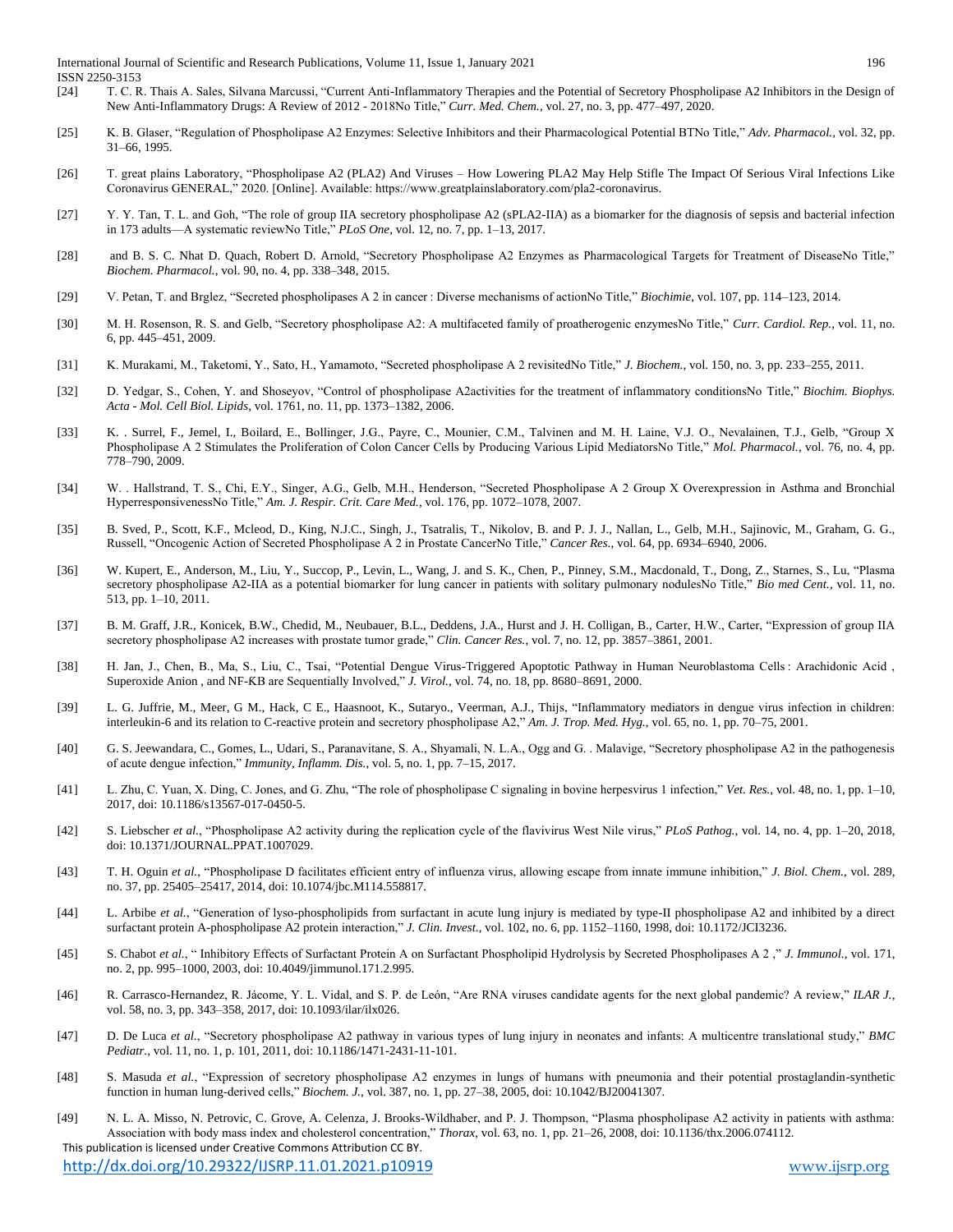[24] T. C. R. Thais A. Sales, Silvana Marcussi, "Current Anti-Inflammatory Therapies and the Potential of Secretory Phospholipase A2 Inhibitors in the Design of New Anti-Inflammatory Drugs: A Review of 2012 - 2018No Title," *Curr. Med. Chem.*, vol. 27, no. 3, pp. 477–497, 2020.

[25] K. B. Glaser, "Regulation of Phospholipase A2 Enzymes: Selective Inhibitors and their Pharmacological Potential BTNo Title," *Adv. Pharmacol.*, vol. 32, pp. 31–66, 1995.

[26] T. great plains Laboratory, "Phospholipase A2 (PLA2) And Viruses – How Lowering PLA2 May Help Stifle The Impact Of Serious Viral Infections Like Coronavirus GENERAL," 2020. [Online]. Available: https://www.greatplainslaboratory.com/pla2-coronavirus.

[27] Y. Y. Tan, T. L. and Goh, "The role of group IIA secretory phospholipase A2 (sPLA2-IIA) as a biomarker for the diagnosis of sepsis and bacterial infection in 173 adults—A systematic reviewNo Title," *PLoS One*, vol. 12, no. 7, pp. 1–13, 2017.

[28] and B. S. C. Nhat D. Quach, Robert D. Arnold, "Secretory Phospholipase A2 Enzymes as Pharmacological Targets for Treatment of DiseaseNo Title," *Biochem. Pharmacol.*, vol. 90, no. 4, pp. 338–348, 2015.

[29] V. Petan, T. and Brglez, "Secreted phospholipases A 2 in cancer : Diverse mechanisms of actionNo Title," *Biochimie*, vol. 107, pp. 114–123, 2014.

[30] M. H. Rosenson, R. S. and Gelb, "Secretory phospholipase A2: A multifaceted family of proatherogenic enzymesNo Title," *Curr. Cardiol. Rep.*, vol. 11, no. 6, pp. 445–451, 2009.

[31] K. Murakami, M., Taketomi, Y., Sato, H., Yamamoto, "Secreted phospholipase A 2 revisitedNo Title," *J. Biochem.*, vol. 150, no. 3, pp. 233–255, 2011.

[32] D. Yedgar, S., Cohen, Y. and Shoseyov, "Control of phospholipase A2activities for the treatment of inflammatory conditionsNo Title," *Biochim. Biophys. Acta - Mol. Cell Biol. Lipids*, vol. 1761, no. 11, pp. 1373–1382, 2006.

[33] K. . Surrel, F., Jemel, I., Boilard, E., Bollinger, J.G., Payre, C., Mounier, C.M., Talvinen and M. H. Laine, V.J. O., Nevalainen, T.J., Gelb, "Group X Phospholipase A 2 Stimulates the Proliferation of Colon Cancer Cells by Producing Various Lipid MediatorsNo Title," *Mol. Pharmacol.*, vol. 76, no. 4, pp. 778–790, 2009.

[34] W. . Hallstrand, T. S., Chi, E.Y., Singer, A.G., Gelb, M.H., Henderson, "Secreted Phospholipase A 2 Group X Overexpression in Asthma and Bronchial HyperresponsivenessNo Title," *Am. J. Respir. Crit. Care Med.*, vol. 176, pp. 1072–1078, 2007.

[35] B. Sved, P., Scott, K.F., Mcleod, D., King, N.J.C., Singh, J., Tsatralis, T., Nikolov, B. and P. J. J., Nallan, L., Gelb, M.H., Sajinovic, M., Graham, G. G., Russell, "Oncogenic Action of Secreted Phospholipase A 2 in Prostate CancerNo Title," *Cancer Res.*, vol. 64, pp. 6934–6940, 2006.

[36] W. Kupert, E., Anderson, M., Liu, Y., Succop, P., Levin, L., Wang, J. and S. K., Chen, P., Pinney, S.M., Macdonald, T., Dong, Z., Starnes, S., Lu, "Plasma secretory phospholipase A2-IIA as a potential biomarker for lung cancer in patients with solitary pulmonary nodulesNo Title," *Bio med Cent.*, vol. 11, no. 513, pp. 1–10, 2011.

[37] B. M. Graff, J.R., Konicek, B.W., Chedid, M., Neubauer, B.L., Deddens, J.A., Hurst and J. H. Colligan, B., Carter, H.W., Carter, "Expression of group IIA secretory phospholipase A2 increases with prostate tumor grade," *Clin. Cancer Res.*, vol. 7, no. 12, pp. 3857–3861, 2001.

[38] H. Jan, J., Chen, B., Ma, S., Liu, C., Tsai, "Potential Dengue Virus-Triggered Apoptotic Pathway in Human Neuroblastoma Cells : Arachidonic Acid , Superoxide Anion , and NF-KB are Sequentially Involved," *J. Virol.*, vol. 74, no. 18, pp. 8680–8691, 2000.

[39] L. G. Juffrie, M., Meer, G M., Hack, C E., Haasnoot, K., Sutaryo., Veerman, A.J., Thijs, "Inflammatory mediators in dengue virus infection in children: interleukin-6 and its relation to C-reactive protein and secretory phospholipase A2," *Am. J. Trop. Med. Hyg.*, vol. 65, no. 1, pp. 70–75, 2001.

[40] G. S. Jeewandara, C., Gomes, L., Udari, S., Paranavitane, S. A., Shyamali, N. L.A., Ogg and G. . Malavige, "Secretory phospholipase A2 in the pathogenesis of acute dengue infection," *Immunity, Inflamm. Dis.*, vol. 5, no. 1, pp. 7–15, 2017.

[41] L. Zhu, C. Yuan, X. Ding, C. Jones, and G. Zhu, "The role of phospholipase C signaling in bovine herpesvirus 1 infection," *Vet. Res.*, vol. 48, no. 1, pp. 1–10, 2017, doi: 10.1186/s13567-017-0450-5.

[42] S. Liebscher *et al.*, "Phospholipase A2 activity during the replication cycle of the flavivirus West Nile virus," *PLoS Pathog.*, vol. 14, no. 4, pp. 1–20, 2018, doi: 10.1371/JOURNAL.PPAT.1007029.

[43] T. H. Oguin *et al.*, "Phospholipase D facilitates efficient entry of influenza virus, allowing escape from innate immune inhibition," *J. Biol. Chem.*, vol. 289, no. 37, pp. 25405–25417, 2014, doi: 10.1074/jbc.M114.558817.

[44] L. Arbibe *et al.*, "Generation of lyso-phospholipids from surfactant in acute lung injury is mediated by type-II phospholipase A2 and inhibited by a direct surfactant protein A-phospholipase A2 protein interaction," *J. Clin. Invest.*, vol. 102, no. 6, pp. 1152–1160, 1998, doi: 10.1172/JCI3236.

[45] S. Chabot *et al.*, " Inhibitory Effects of Surfactant Protein A on Surfactant Phospholipid Hydrolysis by Secreted Phospholipases A 2 ," *J. Immunol.*, vol. 171, no. 2, pp. 995–1000, 2003, doi: 10.4049/jimmunol.171.2.995.

[46] R. Carrasco-Hernandez, R. Jácome, Y. L. Vidal, and S. P. de León, "Are RNA viruses candidate agents for the next global pandemic? A review," *ILAR J.*, vol. 58, no. 3, pp. 343–358, 2017, doi: 10.1093/ilar/ilx026.

[47] D. De Luca *et al.*, "Secretory phospholipase A2 pathway in various types of lung injury in neonates and infants: A multicentre translational study," *BMC Pediatr.*, vol. 11, no. 1, p. 101, 2011, doi: 10.1186/1471-2431-11-101.

[48] S. Masuda *et al.*, "Expression of secretory phospholipase A2 enzymes in lungs of humans with pneumonia and their potential prostaglandin-synthetic function in human lung-derived cells," *Biochem. J.*, vol. 387, no. 1, pp. 27–38, 2005, doi: 10.1042/BJ20041307.

[49] N. L. A. Misso, N. Petrovic, C. Grove, A. Celenza, J. Brooks-Wildhaber, and P. J. Thompson, "Plasma phospholipase A2 activity in patients with asthma: Association with body mass index and cholesterol concentration," *Thorax*, vol. 63, no. 1, pp. 21–26, 2008, doi: 10.1136/thx.2006.074112.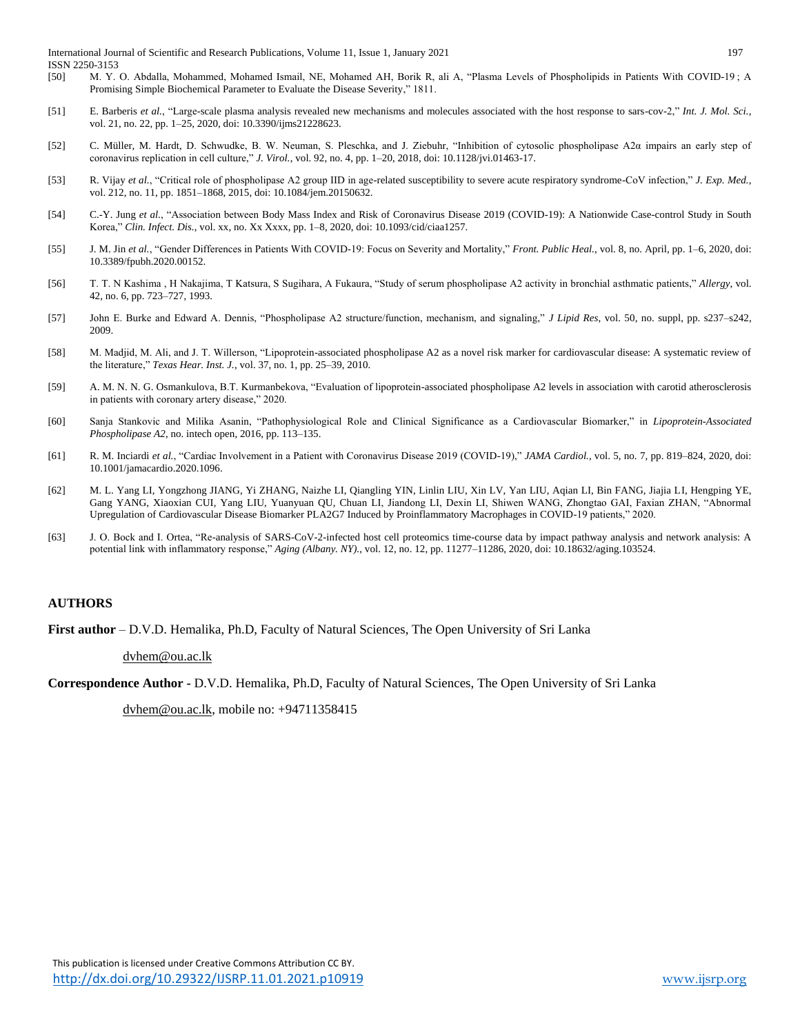[50] M. Y. O. Abdalla, Mohammed, Mohamed Ismail, NE, Mohamed AH, Borik R, ali A, "Plasma Levels of Phospholipids in Patients With COVID-19 ; A Promising Simple Biochemical Parameter to Evaluate the Disease Severity," 1811.

[51] E. Barberis *et al.*, "Large-scale plasma analysis revealed new mechanisms and molecules associated with the host response to sars-cov-2," *Int. J. Mol. Sci.*, vol. 21, no. 22, pp. 1–25, 2020, doi: 10.3390/ijms21228623.

[52] C. Müller, M. Hardt, D. Schwudke, B. W. Neuman, S. Pleschka, and J. Ziebuhr, "Inhibition of cytosolic phospholipase A2α impairs an early step of coronavirus replication in cell culture," *J. Virol.*, vol. 92, no. 4, pp. 1–20, 2018, doi: 10.1128/jvi.01463-17.

[53] R. Vijay *et al.*, "Critical role of phospholipase A2 group IID in age-related susceptibility to severe acute respiratory syndrome-CoV infection," *J. Exp. Med.*, vol. 212, no. 11, pp. 1851–1868, 2015, doi: 10.1084/jem.20150632.

[54] C.-Y. Jung *et al.*, "Association between Body Mass Index and Risk of Coronavirus Disease 2019 (COVID-19): A Nationwide Case-control Study in South Korea," *Clin. Infect. Dis.*, vol. xx, no. Xx Xxxx, pp. 1–8, 2020, doi: 10.1093/cid/ciaa1257.

[55] J. M. Jin *et al.*, "Gender Differences in Patients With COVID-19: Focus on Severity and Mortality," *Front. Public Heal.*, vol. 8, no. April, pp. 1–6, 2020, doi: 10.3389/fpubh.2020.00152.

[56] T. T. N Kashima , H Nakajima, T Katsura, S Sugihara, A Fukaura, "Study of serum phospholipase A2 activity in bronchial asthmatic patients," *Allergy*, vol. 42, no. 6, pp. 723–727, 1993.

[57] John E. Burke and Edward A. Dennis, "Phospholipase A2 structure/function, mechanism, and signaling," *J Lipid Res*, vol. 50, no. suppl, pp. s237–s242, 2009.

[58] M. Madjid, M. Ali, and J. T. Willerson, "Lipoprotein-associated phospholipase A2 as a novel risk marker for cardiovascular disease: A systematic review of the literature," *Texas Hear. Inst. J.*, vol. 37, no. 1, pp. 25–39, 2010.

[59] A. M. N. N. G. Osmankulova, B.T. Kurmanbekova, "Evaluation of lipoprotein-associated phospholipase A2 levels in association with carotid atherosclerosis in patients with coronary artery disease," 2020.

[60] Sanja Stankovic and Milika Asanin, "Pathophysiological Role and Clinical Significance as a Cardiovascular Biomarker," in *Lipoprotein-Associated Phospholipase A2*, no. intech open, 2016, pp. 113–135.

[61] R. M. Inciardi *et al.*, "Cardiac Involvement in a Patient with Coronavirus Disease 2019 (COVID-19)," *JAMA Cardiol.*, vol. 5, no. 7, pp. 819–824, 2020, doi: 10.1001/jamacardio.2020.1096.

[62] M. L. Yang LI, Yongzhong JIANG, Yi ZHANG, Naizhe LI, Qiangling YIN, Linlin LIU, Xin LV, Yan LIU, Aqian LI, Bin FANG, Jiajia LI, Hengping YE, Gang YANG, Xiaoxian CUI, Yang LIU, Yuanyuan QU, Chuan LI, Jiandong LI, Dexin LI, Shiwen WANG, Zhongtao GAI, Faxian ZHAN, "Abnormal Upregulation of Cardiovascular Disease Biomarker PLA2G7 Induced by Proinflammatory Macrophages in COVID-19 patients," 2020.

[63] J. O. Bock and I. Ortea, "Re-analysis of SARS-CoV-2-infected host cell proteomics time-course data by impact pathway analysis and network analysis: A potential link with inflammatory response," *Aging (Albany. NY).*, vol. 12, no. 12, pp. 11277–11286, 2020, doi: 10.18632/aging.103524.

## AUTHORS

**First author** – D.V.D. Hemalika, Ph.D, Faculty of Natural Sciences, The Open University of Sri Lanka

dvhem@ou.ac.lk

**Correspondence Author -** D.V.D. Hemalika, Ph.D, Faculty of Natural Sciences, The Open University of Sri Lanka

dvhem@ou.ac.lk, mobile no: +94711358415